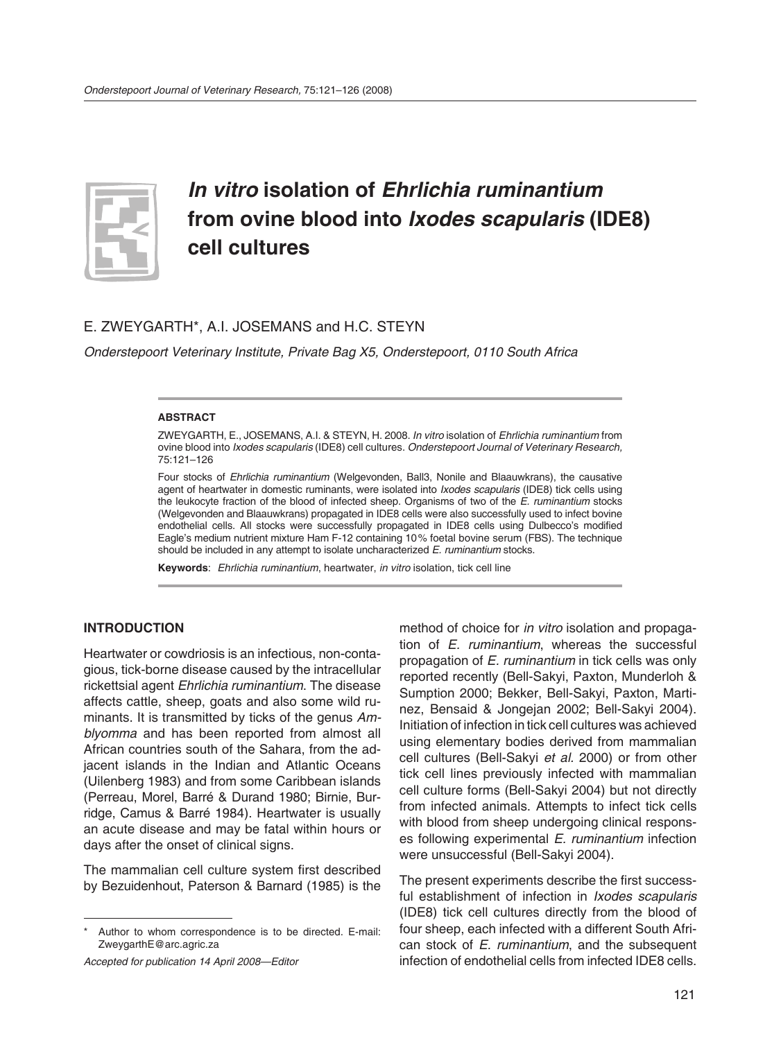# *In vitro* isolation of *Ehrlichia ruminantium* from ovine blood into *Ixodes scapularis* (IDE8) cell cultures

E. ZWEYGARTH*, A.I. JOSEMANS and H.C. STEYN

*Onderstepoort Veterinary Institute, Private Bag X5, Onderstepoort, 0110 South Africa*

### ABSTRACT

ZWEYGARTH, E., JOSEMANS, A.I. & STEYN, H. 2008. *In vitro* isolation of *Ehrlichia ruminantium* from ovine blood into *Ixodes scapularis* (IDE8) cell cultures. *Onderstepoort Journal of Veterinary Research,* 75:121–126

Four stocks of *Ehrlichia ruminantium* (Welgevonden, Ball3, Nonile and Blaauwkrans), the causative agent of heartwater in domestic ruminants, were isolated into *Ixodes scapularis* (IDE8) tick cells using the leukocyte fraction of the blood of infected sheep. Organisms of two of the *E. ruminantium* stocks (Welgevonden and Blaauwkrans) propagated in IDE8 cells were also successfully used to infect bovine endothelial cells. All stocks were successfully propagated in IDE8 cells using Dulbecco's modified Eagle's medium nutrient mixture Ham F-12 containing 10% foetal bovine serum (FBS). The technique should be included in any attempt to isolate uncharacterized *E. ruminantium* stocks.

**Keywords**: *Ehrlichia ruminantium*, heartwater, *in vitro* isolation, tick cell line

## INTRODUCTION

Heartwater or cowdriosis is an infectious, non-contagious, tick-borne disease caused by the intracellular rickettsial agent *Ehrlichia ruminantium*. The disease affects cattle, sheep, goats and also some wild ruminants. It is transmitted by ticks of the genus *Amblyomma* and has been reported from almost all African countries south of the Sahara, from the adjacent islands in the Indian and Atlantic Oceans (Uilenberg 1983) and from some Caribbean islands (Perreau, Morel, Barré & Durand 1980; Birnie, Burridge, Camus & Barré 1984). Heartwater is usually an acute disease and may be fatal within hours or days after the onset of clinical signs.

The mammalian cell culture system first described by Bezuidenhout, Paterson & Barnard (1985) is the method of choice for *in vitro* isolation and propagation of *E. ruminantium*, whereas the successful propagation of *E. ruminantium* in tick cells was only reported recently (Bell-Sakyi, Paxton, Munderloh & Sumption 2000; Bekker, Bell-Sakyi, Paxton, Martinez, Bensaid & Jongejan 2002; Bell-Sakyi 2004). Initiation of infection in tick cell cultures was achieved using elementary bodies derived from mammalian cell cultures (Bell-Sakyi *et al.* 2000) or from other tick cell lines previously infected with mammalian cell culture forms (Bell-Sakyi 2004) but not directly from infected animals. Attempts to infect tick cells with blood from sheep undergoing clinical responses following experimental *E. ruminantium* infection were unsuccessful (Bell-Sakyi 2004).

The present experiments describe the first successful establishment of infection in *Ixodes scapularis* (IDE8) tick cell cultures directly from the blood of four sheep, each infected with a different South African stock of *E. ruminantium*, and the subsequent infection of endothelial cells from infected IDE8 cells.

\* Author to whom correspondence is to be directed. E-mail: ZweygarthE@arc.agric.za

*Accepted for publication 14 April 2008—Editor*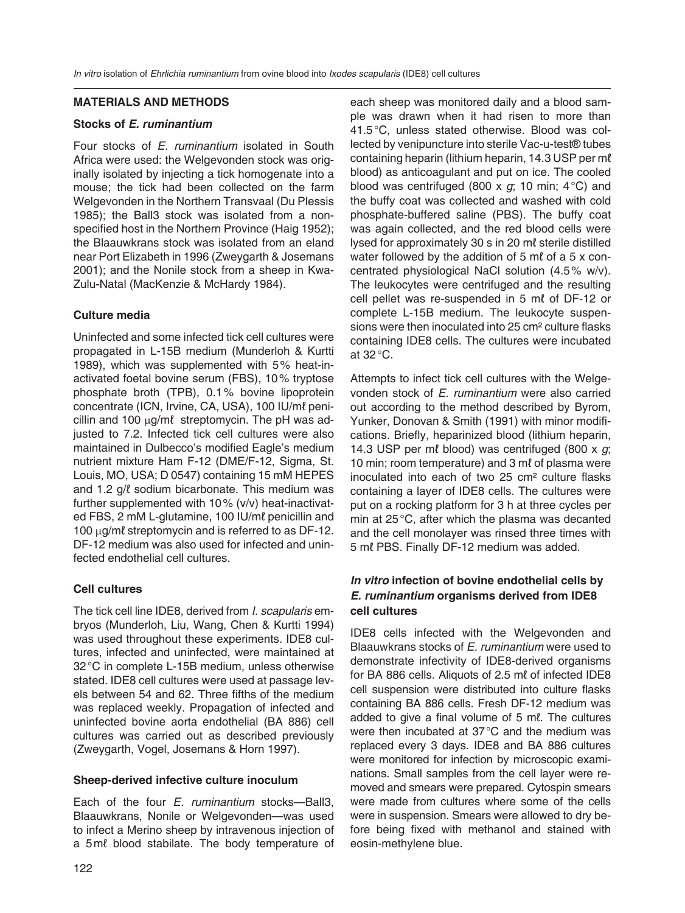## MATERIALS AND METHODS

### Stocks of *E. ruminantium*

Four stocks of *E. ruminantium* isolated in South Africa were used: the Welgevonden stock was originally isolated by injecting a tick homogenate into a mouse; the tick had been collected on the farm Welgevonden in the Northern Transvaal (Du Plessis 1985); the Ball3 stock was isolated from a non-specified host in the Northern Province (Haig 1952); the Blaauwkrans stock was isolated from an eland near Port Elizabeth in 1996 (Zweygarth & Josemans 2001); and the Nonile stock from a sheep in KwaZulu-Natal (MacKenzie & McHardy 1984).

### Culture media

Uninfected and some infected tick cell cultures were propagated in L-15B medium (Munderloh & Kurtti 1989), which was supplemented with 5% heat-inactivated foetal bovine serum (FBS), 10% tryptose phosphate broth (TPB), 0.1% bovine lipoprotein concentrate (ICN, Irvine, CA, USA), 100 IU/mℓ penicillin and 100 μg/mℓ streptomycin. The pH was adjusted to 7.2. Infected tick cell cultures were also maintained in Dulbecco's modified Eagle's medium nutrient mixture Ham F-12 (DME/F-12, Sigma, St. Louis, MO, USA; D 0547) containing 15 mM HEPES and 1.2 g/ℓ sodium bicarbonate. This medium was further supplemented with 10% (v/v) heat-inactivated FBS, 2 mM L-glutamine, 100 IU/mℓ penicillin and 100 μg/mℓ streptomycin and is referred to as DF-12. DF-12 medium was also used for infected and uninfected endothelial cell cultures.

### Cell cultures

The tick cell line IDE8, derived from *I. scapularis* embryos (Munderloh, Liu, Wang, Chen & Kurtti 1994) was used throughout these experiments. IDE8 cultures, infected and uninfected, were maintained at 32 °C in complete L-15B medium, unless otherwise stated. IDE8 cell cultures were used at passage levels between 54 and 62. Three fifths of the medium was replaced weekly. Propagation of infected and uninfected bovine aorta endothelial (BA 886) cell cultures was carried out as described previously (Zweygarth, Vogel, Josemans & Horn 1997).

### Sheep-derived infective culture inoculum

Each of the four *E. ruminantium* stocks—Ball3, Blaauwkrans, Nonile or Welgevonden—was used to infect a Merino sheep by intravenous injection of a 5 mℓ blood stabilate. The body temperature of each sheep was monitored daily and a blood sample was drawn when it had risen to more than 41.5 °C, unless stated otherwise. Blood was collected by venipuncture into sterile Vac-u-test® tubes containing heparin (lithium heparin, 14.3 USP per mℓ blood) as anticoagulant and put on ice. The cooled blood was centrifuged (800 x *g*; 10 min; 4 °C) and the buffy coat was collected and washed with cold phosphate-buffered saline (PBS). The buffy coat was again collected, and the red blood cells were lysed for approximately 30 s in 20 mℓ sterile distilled water followed by the addition of 5 mℓ of a 5 x concentrated physiological NaCl solution (4.5% w/v). The leukocytes were centrifuged and the resulting cell pellet was re-suspended in 5 mℓ of DF-12 or complete L-15B medium. The leukocyte suspensions were then inoculated into 25 cm² culture flasks containing IDE8 cells. The cultures were incubated at 32 °C.

Attempts to infect tick cell cultures with the Welgevonden stock of *E. ruminantium* were also carried out according to the method described by Byrom, Yunker, Donovan & Smith (1991) with minor modifications. Briefly, heparinized blood (lithium heparin, 14.3 USP per mℓ blood) was centrifuged (800 x *g*; 10 min; room temperature) and 3 mℓ of plasma were inoculated into each of two 25 cm² culture flasks containing a layer of IDE8 cells. The cultures were put on a rocking platform for 3 h at three cycles per min at 25 °C, after which the plasma was decanted and the cell monolayer was rinsed three times with 5 mℓ PBS. Finally DF-12 medium was added.

### *In vitro* infection of bovine endothelial cells by *E. ruminantium* organisms derived from IDE8 cell cultures

IDE8 cells infected with the Welgevonden and Blaauwkrans stocks of *E. ruminantium* were used to demonstrate infectivity of IDE8-derived organisms for BA 886 cells. Aliquots of 2.5 mℓ of infected IDE8 cell suspension were distributed into culture flasks containing BA 886 cells. Fresh DF-12 medium was added to give a final volume of 5 mℓ. The cultures were then incubated at 37 °C and the medium was replaced every 3 days. IDE8 and BA 886 cultures were monitored for infection by microscopic examinations. Small samples from the cell layer were removed and smears were prepared. Cytospin smears were made from cultures where some of the cells were in suspension. Smears were allowed to dry before being fixed with methanol and stained with eosin-methylene blue.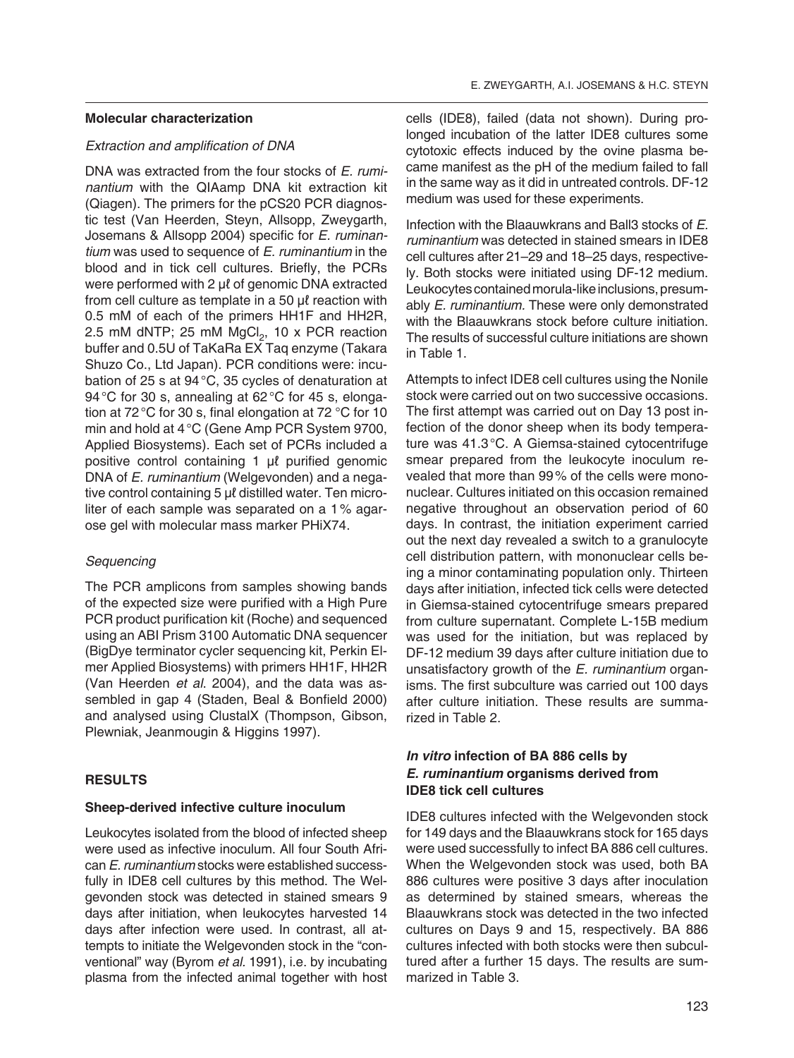**Molecular characterization**

*Extraction and amplification of DNA*

DNA was extracted from the four stocks of *E. ruminantium* with the QIAamp DNA kit extraction kit (Qiagen). The primers for the pCS20 PCR diagnostic test (Van Heerden, Steyn, Allsopp, Zweygarth, Josemans & Allsopp 2004) specific for *E. ruminantium* was used to sequence of *E. ruminantium* in the blood and in tick cell cultures. Briefly, the PCRs were performed with 2 µℓ of genomic DNA extracted from cell culture as template in a 50 µℓ reaction with 0.5 mM of each of the primers HH1F and HH2R, 2.5 mM dNTP; 25 mM $MgCl_2$, 10 x PCR reaction buffer and 0.5U of TaKaRa EX Taq enzyme (Takara Shuzo Co., Ltd Japan). PCR conditions were: incubation of 25 s at 94 °C, 35 cycles of denaturation at 94 °C for 30 s, annealing at 62 °C for 45 s, elongation at 72 °C for 30 s, final elongation at 72 °C for 10 min and hold at 4 °C (Gene Amp PCR System 9700, Applied Biosystems). Each set of PCRs included a positive control containing 1 µℓ purified genomic DNA of *E. ruminantium* (Welgevonden) and a negative control containing 5 µℓ distilled water. Ten microliter of each sample was separated on a 1 % agarose gel with molecular mass marker PHiX74.

*Sequencing*

The PCR amplicons from samples showing bands of the expected size were purified with a High Pure PCR product purification kit (Roche) and sequenced using an ABI Prism 3100 Automatic DNA sequencer (BigDye terminator cycler sequencing kit, Perkin Elmer Applied Biosystems) with primers HH1F, HH2R (Van Heerden *et al*. 2004), and the data was assembled in gap 4 (Staden, Beal & Bonfield 2000) and analysed using ClustalX (Thompson, Gibson, Plewniak, Jeanmougin & Higgins 1997).

## RESULTS

**Sheep-derived infective culture inoculum**

Leukocytes isolated from the blood of infected sheep were used as infective inoculum. All four South African *E. ruminantium* stocks were established successfully in IDE8 cell cultures by this method. The Welgevonden stock was detected in stained smears 9 days after initiation, when leukocytes harvested 14 days after infection were used. In contrast, all attempts to initiate the Welgevonden stock in the "conventional" way (Byrom *et al*. 1991), i.e. by incubating plasma from the infected animal together with host cells (IDE8), failed (data not shown). During prolonged incubation of the latter IDE8 cultures some cytotoxic effects induced by the ovine plasma became manifest as the pH of the medium failed to fall in the same way as it did in untreated controls. DF-12 medium was used for these experiments.

Infection with the Blaauwkrans and Ball3 stocks of *E. ruminantium* was detected in stained smears in IDE8 cell cultures after 21–29 and 18–25 days, respectively. Both stocks were initiated using DF-12 medium. Leukocytes contained morula-like inclusions, presumably *E. ruminantium*. These were only demonstrated with the Blaauwkrans stock before culture initiation. The results of successful culture initiations are shown in Table 1.

Attempts to infect IDE8 cell cultures using the Nonile stock were carried out on two successive occasions. The first attempt was carried out on Day 13 post infection of the donor sheep when its body temperature was 41.3 °C. A Giemsa-stained cytocentrifuge smear prepared from the leukocyte inoculum revealed that more than 99 % of the cells were mononuclear. Cultures initiated on this occasion remained negative throughout an observation period of 60 days. In contrast, the initiation experiment carried out the next day revealed a switch to a granulocyte cell distribution pattern, with mononuclear cells being a minor contaminating population only. Thirteen days after initiation, infected tick cells were detected in Giemsa-stained cytocentrifuge smears prepared from culture supernatant. Complete L-15B medium was used for the initiation, but was replaced by DF-12 medium 39 days after culture initiation due to unsatisfactory growth of the *E. ruminantium* organisms. The first subculture was carried out 100 days after culture initiation. These results are summarized in Table 2.

***In vitro* infection of BA 886 cells by *E. ruminantium* organisms derived from IDE8 tick cell cultures**

IDE8 cultures infected with the Welgevonden stock for 149 days and the Blaauwkrans stock for 165 days were used successfully to infect BA 886 cell cultures. When the Welgevonden stock was used, both BA 886 cultures were positive 3 days after inoculation as determined by stained smears, whereas the Blaauwkrans stock was detected in the two infected cultures on Days 9 and 15, respectively. BA 886 cultures infected with both stocks were then subcultured after a further 15 days. The results are summarized in Table 3.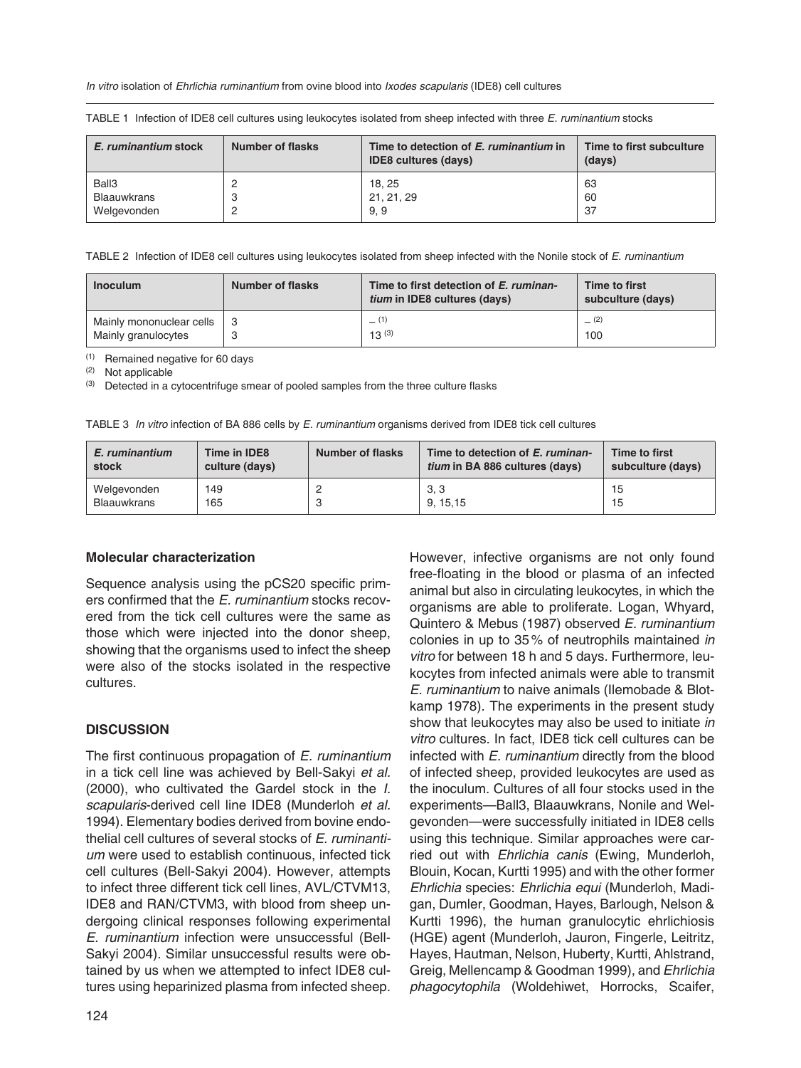TABLE 1 Infection of IDE8 cell cultures using leukocytes isolated from sheep infected with three *E. ruminantium* stocks

| *E. ruminantium* stock | Number of flasks | Time to detection of *E. ruminantium* in IDE8 cultures (days) | Time to first subculture (days) |
|---|---|---|---|
| Ball3 | 2 | 18, 25 | 63 |
| Blaauwkrans | 3 | 21, 21, 29 | 60 |
| Welgevonden | 2 | 9, 9 | 37 |

TABLE 2 Infection of IDE8 cell cultures using leukocytes isolated from sheep infected with the Nonile stock of *E. ruminantium*

| Inoculum | Number of flasks | Time to first detection of *E. ruminantium* in IDE8 cultures (days) | Time to first subculture (days) |
|---|---|---|---|
| Mainly mononuclear cells | 3 | – [1] | – [2] |
| Mainly granulocytes | 3 | 13 [3] | 100 |

[1] Remained negative for 60 days
[2] Not applicable
[3] Detected in a cytocentrifuge smear of pooled samples from the three culture flasks

TABLE 3 *In vitro* infection of BA 886 cells by *E. ruminantium* organisms derived from IDE8 tick cell cultures

| *E. ruminantium* stock | Time in IDE8 culture (days) | Number of flasks | Time to detection of *E. ruminantium* in BA 886 cultures (days) | Time to first subculture (days) |
|---|---|---|---|---|
| Welgevonden | 149 | 2 | 3, 3 | 15 |
| Blaauwkrans | 165 | 3 | 9, 15,15 | 15 |

### Molecular characterization

Sequence analysis using the pCS20 specific primers confirmed that the *E. ruminantium* stocks recovered from the tick cell cultures were the same as those which were injected into the donor sheep, showing that the organisms used to infect the sheep were also of the stocks isolated in the respective cultures.

## DISCUSSION

The first continuous propagation of *E. ruminantium* in a tick cell line was achieved by Bell-Sakyi *et al.* (2000), who cultivated the Gardel stock in the *I. scapularis*-derived cell line IDE8 (Munderloh *et al.* 1994). Elementary bodies derived from bovine endothelial cell cultures of several stocks of *E. ruminantium* were used to establish continuous, infected tick cell cultures (Bell-Sakyi 2004). However, attempts to infect three different tick cell lines, AVL/CTVM13, IDE8 and RAN/CTVM3, with blood from sheep undergoing clinical responses following experimental *E. ruminantium* infection were unsuccessful (Bell-Sakyi 2004). Similar unsuccessful results were obtained by us when we attempted to infect IDE8 cultures using heparinized plasma from infected sheep. However, infective organisms are not only found free-floating in the blood or plasma of an infected animal but also in circulating leukocytes, in which the organisms are able to proliferate. Logan, Whyard, Quintero & Mebus (1987) observed *E. ruminantium* colonies in up to 35 % of neutrophils maintained *in vitro* for between 18 h and 5 days. Furthermore, leukocytes from infected animals were able to transmit *E. ruminantium* to naive animals (Ilemobade & Blotkamp 1978). The experiments in the present study show that leukocytes may also be used to initiate *in vitro* cultures. In fact, IDE8 tick cell cultures can be infected with *E. ruminantium* directly from the blood of infected sheep, provided leukocytes are used as the inoculum. Cultures of all four stocks used in the experiments—Ball3, Blaauwkrans, Nonile and Welgevonden—were successfully initiated in IDE8 cells using this technique. Similar approaches were carried out with *Ehrlichia canis* (Ewing, Munderloh, Blouin, Kocan, Kurtti 1995) and with the other former *Ehrlichia* species: *Ehrlichia equi* (Munderloh, Madigan, Dumler, Goodman, Hayes, Barlough, Nelson & Kurtti 1996), the human granulocytic ehrlichiosis (HGE) agent (Munderloh, Jauron, Fingerle, Leitritz, Hayes, Hautman, Nelson, Huberty, Kurtti, Ahlstrand, Greig, Mellencamp & Goodman 1999), and *Ehrlichia phagocytophila* (Woldehiwet, Horrocks, Scaifer,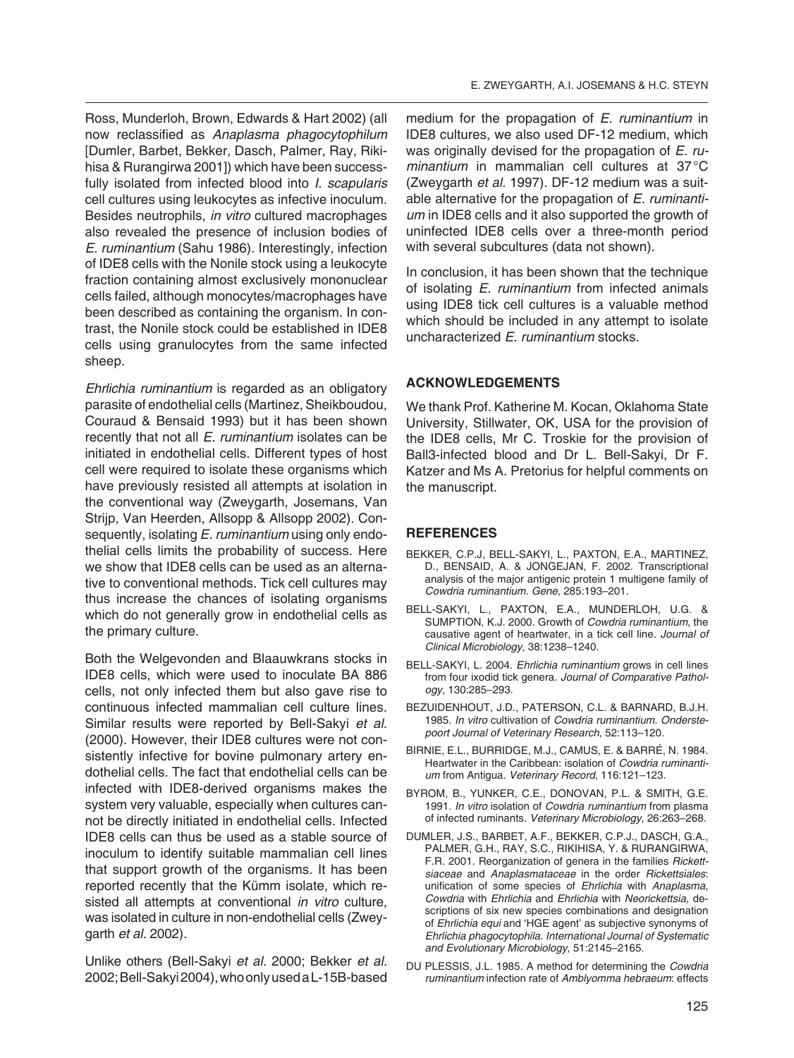Ross, Munderloh, Brown, Edwards & Hart 2002) (all now reclassified as *Anaplasma phagocytophilum* [Dumler, Barbet, Bekker, Dasch, Palmer, Ray, Rikihisa & Rurangirwa 2001]) which have been successfully isolated from infected blood into *I. scapularis* cell cultures using leukocytes as infective inoculum. Besides neutrophils, *in vitro* cultured macrophages also revealed the presence of inclusion bodies of *E. ruminantium* (Sahu 1986). Interestingly, infection of IDE8 cells with the Nonile stock using a leukocyte fraction containing almost exclusively mononuclear cells failed, although monocytes/macrophages have been described as containing the organism. In contrast, the Nonile stock could be established in IDE8 cells using granulocytes from the same infected sheep.

*Ehrlichia ruminantium* is regarded as an obligatory parasite of endothelial cells (Martinez, Sheikboudou, Couraud & Bensaid 1993) but it has been shown recently that not all *E. ruminantium* isolates can be initiated in endothelial cells. Different types of host cell were required to isolate these organisms which have previously resisted all attempts at isolation in the conventional way (Zweygarth, Josemans, Van Strijp, Van Heerden, Allsopp & Allsopp 2002). Consequently, isolating *E. ruminantium* using only endothelial cells limits the probability of success. Here we show that IDE8 cells can be used as an alternative to conventional methods. Tick cell cultures may thus increase the chances of isolating organisms which do not generally grow in endothelial cells as the primary culture.

Both the Welgevonden and Blaauwkrans stocks in IDE8 cells, which were used to inoculate BA 886 cells, not only infected them but also gave rise to continuous infected mammalian cell culture lines. Similar results were reported by Bell-Sakyi *et al.* (2000). However, their IDE8 cultures were not consistently infective for bovine pulmonary artery endothelial cells. The fact that endothelial cells can be infected with IDE8-derived organisms makes the system very valuable, especially when cultures cannot be directly initiated in endothelial cells. Infected IDE8 cells can thus be used as a stable source of inoculum to identify suitable mammalian cell lines that support growth of the organisms. It has been reported recently that the Kümm isolate, which resisted all attempts at conventional *in vitro* culture, was isolated in culture in non-endothelial cells (Zweygarth *et al.* 2002).

Unlike others (Bell-Sakyi *et al.* 2000; Bekker *et al.* 2002; Bell-Sakyi 2004), who only used a L-15B-based medium for the propagation of *E. ruminantium* in IDE8 cultures, we also used DF-12 medium, which was originally devised for the propagation of *E. ruminantium* in mammalian cell cultures at 37 °C (Zweygarth *et al.* 1997). DF-12 medium was a suitable alternative for the propagation of *E. ruminantium* in IDE8 cells and it also supported the growth of uninfected IDE8 cells over a three-month period with several subcultures (data not shown).

In conclusion, it has been shown that the technique of isolating *E. ruminantium* from infected animals using IDE8 tick cell cultures is a valuable method which should be included in any attempt to isolate uncharacterized *E. ruminantium* stocks.

## ACKNOWLEDGEMENTS

We thank Prof. Katherine M. Kocan, Oklahoma State University, Stillwater, OK, USA for the provision of the IDE8 cells, Mr C. Troskie for the provision of Ball3-infected blood and Dr L. Bell-Sakyi, Dr F. Katzer and Ms A. Pretorius for helpful comments on the manuscript.

## REFERENCES

BEKKER, C.P.J, BELL-SAKYI, L., PAXTON, E.A., MARTINEZ, D., BENSAID, A. & JONGEJAN, F. 2002. Transcriptional analysis of the major antigenic protein 1 multigene family of *Cowdria ruminantium*. *Gene*, 285:193–201.

BELL-SAKYI, L., PAXTON, E.A., MUNDERLOH, U.G. & SUMPTION, K.J. 2000. Growth of *Cowdria ruminantium*, the causative agent of heartwater, in a tick cell line. *Journal of Clinical Microbiology*, 38:1238–1240.

BELL-SAKYI, L. 2004. *Ehrlichia ruminantium* grows in cell lines from four ixodid tick genera. *Journal of Comparative Pathology*, 130:285–293.

BEZUIDENHOUT, J.D., PATERSON, C.L. & BARNARD, B.J.H. 1985. *In vitro* cultivation of *Cowdria ruminantium*. *Onderstepoort Journal of Veterinary Research*, 52:113–120.

BIRNIE, E.L., BURRIDGE, M.J., CAMUS, E. & BARRÉ, N. 1984. Heartwater in the Caribbean: isolation of *Cowdria ruminantium* from Antigua. *Veterinary Record*, 116:121–123.

BYROM, B., YUNKER, C.E., DONOVAN, P.L. & SMITH, G.E. 1991. *In vitro* isolation of *Cowdria ruminantium* from plasma of infected ruminants. *Veterinary Microbiology*, 26:263–268.

DUMLER, J.S., BARBET, A.F., BEKKER, C.P.J., DASCH, G.A., PALMER, G.H., RAY, S.C., RIKIHISA, Y. & RURANGIRWA, F.R. 2001. Reorganization of genera in the families *Rickettsiaceae* and *Anaplasmataceae* in the order *Rickettsiales*: unification of some species of *Ehrlichia* with *Anaplasma*, *Cowdria* with *Ehrlichia* and *Ehrlichia* with *Neorickettsia*, descriptions of six new species combinations and designation of *Ehrlichia equi* and 'HGE agent' as subjective synonyms of *Ehrlichia phagocytophila*. *International Journal of Systematic and Evolutionary Microbiology*, 51:2145–2165.

DU PLESSIS, J.L. 1985. A method for determining the *Cowdria ruminantium* infection rate of *Amblyomma hebraeum*: effects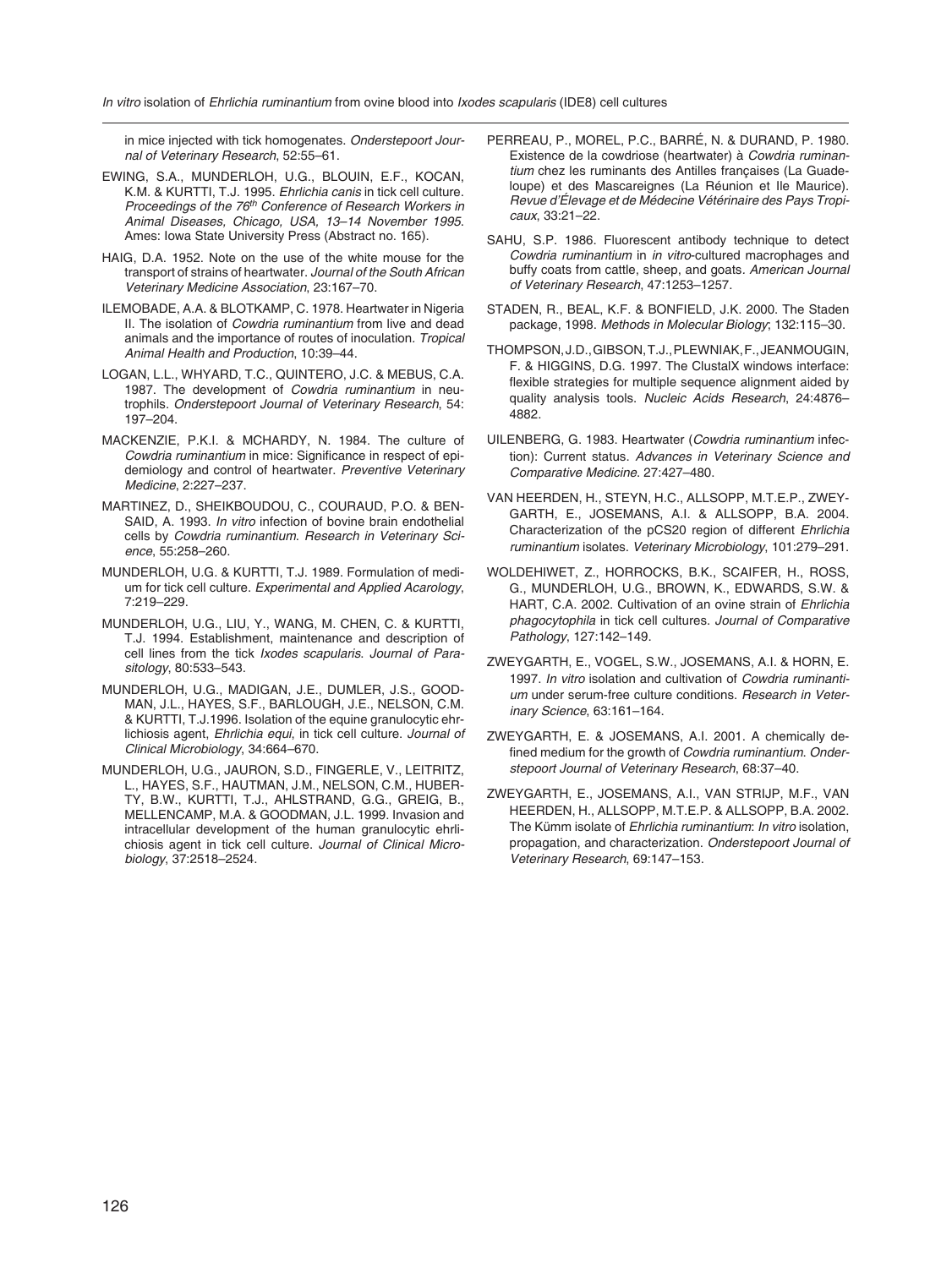in mice injected with tick homogenates. *Onderstepoort Journal of Veterinary Research*, 52:55–61.

EWING, S.A., MUNDERLOH, U.G., BLOUIN, E.F., KOCAN, K.M. & KURTTI, T.J. 1995. *Ehrlichia canis* in tick cell culture. *Proceedings of the 76th Conference of Research Workers in Animal Diseases, Chicago, USA, 13–14 November 1995*. Ames: Iowa State University Press (Abstract no. 165).

HAIG, D.A. 1952. Note on the use of the white mouse for the transport of strains of heartwater. *Journal of the South African Veterinary Medicine Association*, 23:167–70.

ILEMOBADE, A.A. & BLOTKAMP, C. 1978. Heartwater in Nigeria II. The isolation of *Cowdria ruminantium* from live and dead animals and the importance of routes of inoculation. *Tropical Animal Health and Production*, 10:39–44.

LOGAN, L.L., WHYARD, T.C., QUINTERO, J.C. & MEBUS, C.A. 1987. The development of *Cowdria ruminantium* in neutrophils. *Onderstepoort Journal of Veterinary Research*, 54: 197–204.

MACKENZIE, P.K.I. & MCHARDY, N. 1984. The culture of *Cowdria ruminantium* in mice: Significance in respect of epidemiology and control of heartwater. *Preventive Veterinary Medicine*, 2:227–237.

MARTINEZ, D., SHEIKBOUDOU, C., COURAUD, P.O. & BENSAID, A. 1993. *In vitro* infection of bovine brain endothelial cells by *Cowdria ruminantium*. *Research in Veterinary Science*, 55:258–260.

MUNDERLOH, U.G. & KURTTI, T.J. 1989. Formulation of medium for tick cell culture. *Experimental and Applied Acarology*, 7:219–229.

MUNDERLOH, U.G., LIU, Y., WANG, M. CHEN, C. & KURTTI, T.J. 1994. Establishment, maintenance and description of cell lines from the tick *Ixodes scapularis*. *Journal of Parasitology*, 80:533–543.

MUNDERLOH, U.G., MADIGAN, J.E., DUMLER, J.S., GOODMAN, J.L., HAYES, S.F., BARLOUGH, J.E., NELSON, C.M. & KURTTI, T.J.1996. Isolation of the equine granulocytic ehrlichiosis agent, *Ehrlichia equi*, in tick cell culture. *Journal of Clinical Microbiology*, 34:664–670.

MUNDERLOH, U.G., JAURON, S.D., FINGERLE, V., LEITRITZ, L., HAYES, S.F., HAUTMAN, J.M., NELSON, C.M., HUBERTY, B.W., KURTTI, T.J., AHLSTRAND, G.G., GREIG, B., MELLENCAMP, M.A. & GOODMAN, J.L. 1999. Invasion and intracellular development of the human granulocytic ehrlichiosis agent in tick cell culture. *Journal of Clinical Microbiology*, 37:2518–2524.

PERREAU, P., MOREL, P.C., BARRÉ, N. & DURAND, P. 1980. Existence de la cowdriose (heartwater) à *Cowdria ruminantium* chez les ruminants des Antilles françaises (La Guadeloupe) et des Mascareignes (La Réunion et Ile Maurice). *Revue d'Élevage et de Médecine Vétérinaire des Pays Tropicaux*, 33:21–22.

SAHU, S.P. 1986. Fluorescent antibody technique to detect *Cowdria ruminantium* in *in vitro*-cultured macrophages and buffy coats from cattle, sheep, and goats. *American Journal of Veterinary Research*, 47:1253–1257.

STADEN, R., BEAL, K.F. & BONFIELD, J.K. 2000. The Staden package, 1998. *Methods in Molecular Biology*; 132:115–30.

THOMPSON, J.D., GIBSON, T.J., PLEWNIAK, F., JEANMOUGIN, F. & HIGGINS, D.G. 1997. The ClustalX windows interface: flexible strategies for multiple sequence alignment aided by quality analysis tools. *Nucleic Acids Research*, 24:4876–4882.

UILENBERG, G. 1983. Heartwater (*Cowdria ruminantium* infection): Current status. *Advances in Veterinary Science and Comparative Medicine*. 27:427–480.

VAN HEERDEN, H., STEYN, H.C., ALLSOPP, M.T.E.P., ZWEYGARTH, E., JOSEMANS, A.I. & ALLSOPP, B.A. 2004. Characterization of the pCS20 region of different *Ehrlichia ruminantium* isolates. *Veterinary Microbiology*, 101:279–291.

WOLDEHIWET, Z., HORROCKS, B.K., SCAIFER, H., ROSS, G., MUNDERLOH, U.G., BROWN, K., EDWARDS, S.W. & HART, C.A. 2002. Cultivation of an ovine strain of *Ehrlichia phagocytophila* in tick cell cultures. *Journal of Comparative Pathology*, 127:142–149.

ZWEYGARTH, E., VOGEL, S.W., JOSEMANS, A.I. & HORN, E. 1997. *In vitro* isolation and cultivation of *Cowdria ruminantium* under serum-free culture conditions. *Research in Veterinary Science*, 63:161–164.

ZWEYGARTH, E. & JOSEMANS, A.I. 2001. A chemically defined medium for the growth of *Cowdria ruminantium*. *Onderstepoort Journal of Veterinary Research*, 68:37–40.

ZWEYGARTH, E., JOSEMANS, A.I., VAN STRIJP, M.F., VAN HEERDEN, H., ALLSOPP, M.T.E.P. & ALLSOPP, B.A. 2002. The Kümm isolate of *Ehrlichia ruminantium*: *In vitro* isolation, propagation, and characterization. *Onderstepoort Journal of Veterinary Research*, 69:147–153.